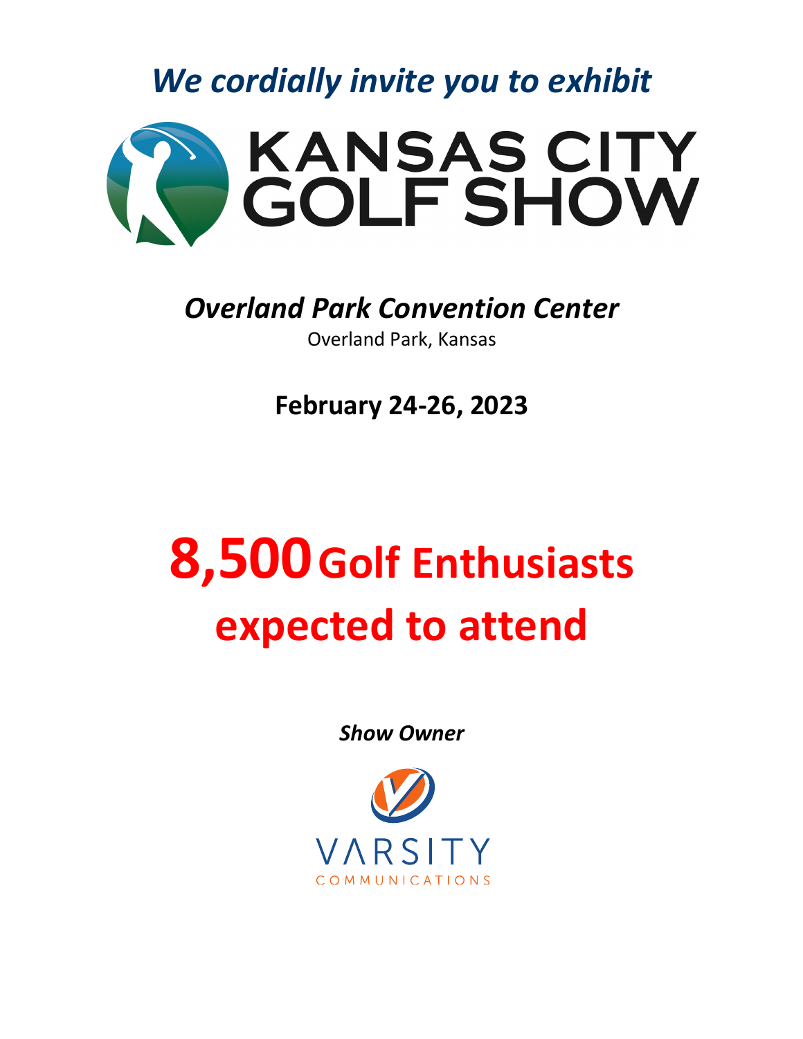*We cordially invite you to exhibit*

# KANSAS CITY GOLF SHOW

***Overland Park Convention Center***

Overland Park, Kansas

**February 24-26, 2023**

# 8,500 Golf Enthusiasts expected to attend

***Show Owner***

VARSITY COMMUNICATIONS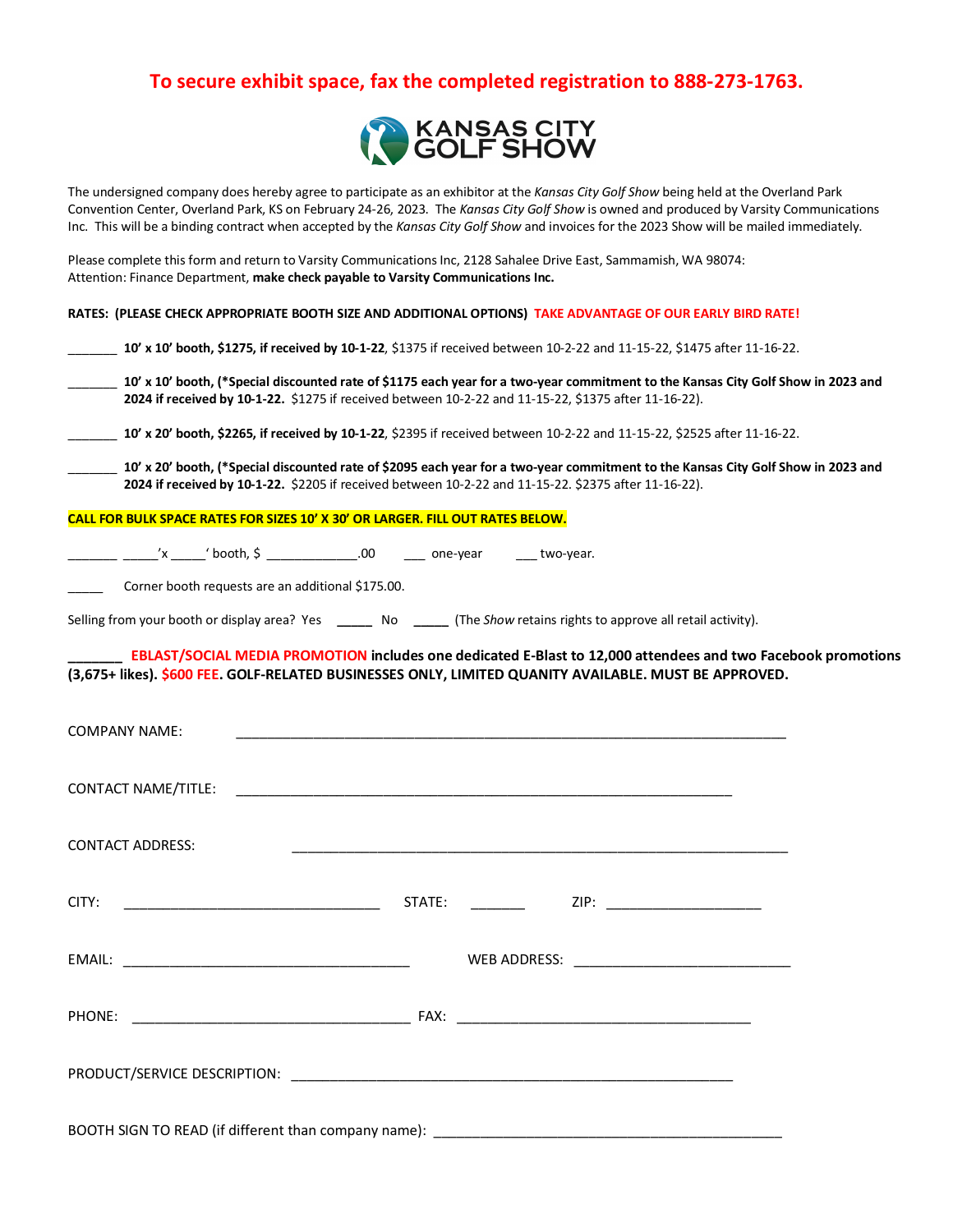**To secure exhibit space, fax the completed registration to 888-273-1763.**

KANSAS CITY GOLF SHOW

The undersigned company does hereby agree to participate as an exhibitor at the *Kansas City Golf Show* being held at the Overland Park Convention Center, Overland Park, KS on February 24-26, 2023. The *Kansas City Golf Show* is owned and produced by Varsity Communications Inc. This will be a binding contract when accepted by the *Kansas City Golf Show* and invoices for the 2023 Show will be mailed immediately.

Please complete this form and return to Varsity Communications Inc, 2128 Sahalee Drive East, Sammamish, WA 98074: Attention: Finance Department, **make check payable to Varsity Communications Inc.**

**RATES: (PLEASE CHECK APPROPRIATE BOOTH SIZE AND ADDITIONAL OPTIONS)** **TAKE ADVANTAGE OF OUR EARLY BIRD RATE!**

_______ **10' x 10' booth, $1275, if received by 10-1-22**, $1375 if received between 10-2-22 and 11-15-22, $1475 after 11-16-22.

_______ **10' x 10' booth, (*Special discounted rate of $1175 each year for a two-year commitment to the Kansas City Golf Show in 2023 and 2024 if received by 10-1-22.** $1275 if received between 10-2-22 and 11-15-22, $1375 after 11-16-22).

_______ **10' x 20' booth, $2265, if received by 10-1-22**, $2395 if received between 10-2-22 and 11-15-22, $2525 after 11-16-22.

_______ **10' x 20' booth, (*Special discounted rate of $2095 each year for a two-year commitment to the Kansas City Golf Show in 2023 and 2024 if received by 10-1-22.** $2205 if received between 10-2-22 and 11-15-22. $2375 after 11-16-22).

**CALL FOR BULK SPACE RATES FOR SIZES 10' X 30' OR LARGER. FILL OUT RATES BELOW.**

_______ _____'x _____' booth, $ _____________.00 ___ one-year ___ two-year.

_____ Corner booth requests are an additional $175.00.

Selling from your booth or display area? Yes _____ No _____ (The *Show* retains rights to approve all retail activity).

_______ **EBLAST/SOCIAL MEDIA PROMOTION includes one dedicated E-Blast to 12,000 attendees and two Facebook promotions (3,675+ likes). $600 FEE. GOLF-RELATED BUSINESSES ONLY, LIMITED QUANITY AVAILABLE. MUST BE APPROVED.**

COMPANY NAME: ______________________________________________________________________

CONTACT NAME/TITLE: _______________________________________________________________

CONTACT ADDRESS: __________________________________________________________________

CITY: ________________________________ STATE: _______ ZIP: ____________________

EMAIL: ______________________________________ WEB ADDRESS: ___________________________

PHONE: ______________________________________ FAX: _______________________________________

PRODUCT/SERVICE DESCRIPTION: ________________________________________________________

BOOTH SIGN TO READ (if different than company name): _____________________________________________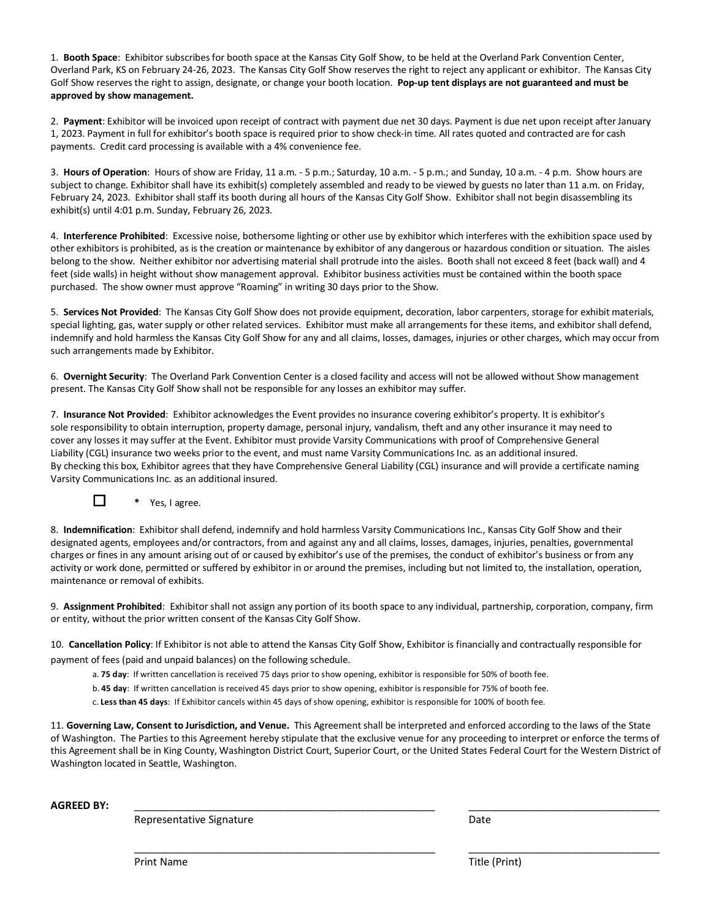1. **Booth Space**: Exhibitor subscribes for booth space at the Kansas City Golf Show, to be held at the Overland Park Convention Center, Overland Park, KS on February 24-26, 2023. The Kansas City Golf Show reserves the right to reject any applicant or exhibitor. The Kansas City Golf Show reserves the right to assign, designate, or change your booth location. **Pop-up tent displays are not guaranteed and must be approved by show management.**

2. **Payment**: Exhibitor will be invoiced upon receipt of contract with payment due net 30 days. Payment is due net upon receipt after January 1, 2023. Payment in full for exhibitor's booth space is required prior to show check-in time. All rates quoted and contracted are for cash payments. Credit card processing is available with a 4% convenience fee.

3. **Hours of Operation**: Hours of show are Friday, 11 a.m. - 5 p.m.; Saturday, 10 a.m. - 5 p.m.; and Sunday, 10 a.m. - 4 p.m. Show hours are subject to change. Exhibitor shall have its exhibit(s) completely assembled and ready to be viewed by guests no later than 11 a.m. on Friday, February 24, 2023. Exhibitor shall staff its booth during all hours of the Kansas City Golf Show. Exhibitor shall not begin disassembling its exhibit(s) until 4:01 p.m. Sunday, February 26, 2023.

4. **Interference Prohibited**: Excessive noise, bothersome lighting or other use by exhibitor which interferes with the exhibition space used by other exhibitors is prohibited, as is the creation or maintenance by exhibitor of any dangerous or hazardous condition or situation. The aisles belong to the show. Neither exhibitor nor advertising material shall protrude into the aisles. Booth shall not exceed 8 feet (back wall) and 4 feet (side walls) in height without show management approval. Exhibitor business activities must be contained within the booth space purchased. The show owner must approve "Roaming" in writing 30 days prior to the Show.

5. **Services Not Provided**: The Kansas City Golf Show does not provide equipment, decoration, labor carpenters, storage for exhibit materials, special lighting, gas, water supply or other related services. Exhibitor must make all arrangements for these items, and exhibitor shall defend, indemnify and hold harmless the Kansas City Golf Show for any and all claims, losses, damages, injuries or other charges, which may occur from such arrangements made by Exhibitor.

6. **Overnight Security**: The Overland Park Convention Center is a closed facility and access will not be allowed without Show management present. The Kansas City Golf Show shall not be responsible for any losses an exhibitor may suffer.

7. **Insurance Not Provided**: Exhibitor acknowledges the Event provides no insurance covering exhibitor's property. It is exhibitor's sole responsibility to obtain interruption, property damage, personal injury, vandalism, theft and any other insurance it may need to cover any losses it may suffer at the Event. Exhibitor must provide Varsity Communications with proof of Comprehensive General Liability (CGL) insurance two weeks prior to the event, and must name Varsity Communications Inc. as an additional insured. By checking this box, Exhibitor agrees that they have Comprehensive General Liability (CGL) insurance and will provide a certificate naming Varsity Communications Inc. as an additional insured.

☐ * Yes, I agree.

8. **Indemnification**: Exhibitor shall defend, indemnify and hold harmless Varsity Communications Inc., Kansas City Golf Show and their designated agents, employees and/or contractors, from and against any and all claims, losses, damages, injuries, penalties, governmental charges or fines in any amount arising out of or caused by exhibitor's use of the premises, the conduct of exhibitor's business or from any activity or work done, permitted or suffered by exhibitor in or around the premises, including but not limited to, the installation, operation, maintenance or removal of exhibits.

9. **Assignment Prohibited**: Exhibitor shall not assign any portion of its booth space to any individual, partnership, corporation, company, firm or entity, without the prior written consent of the Kansas City Golf Show.

10. **Cancellation Policy**: If Exhibitor is not able to attend the Kansas City Golf Show, Exhibitor is financially and contractually responsible for payment of fees (paid and unpaid balances) on the following schedule.
    a. **75 day**: If written cancellation is received 75 days prior to show opening, exhibitor is responsible for 50% of booth fee.
    b. **45 day**: If written cancellation is received 45 days prior to show opening, exhibitor is responsible for 75% of booth fee.
    c. **Less than 45 days**: If Exhibitor cancels within 45 days of show opening, exhibitor is responsible for 100% of booth fee.

11. **Governing Law, Consent to Jurisdiction, and Venue.** This Agreement shall be interpreted and enforced according to the laws of the State of Washington. The Parties to this Agreement hereby stipulate that the exclusive venue for any proceeding to interpret or enforce the terms of this Agreement shall be in King County, Washington District Court, Superior Court, or the United States Federal Court for the Western District of Washington located in Seattle, Washington.

**AGREED BY:** ______________________________ ______________________________

Representative Signature Date

______________________________ ______________________________

Print Name Title (Print)